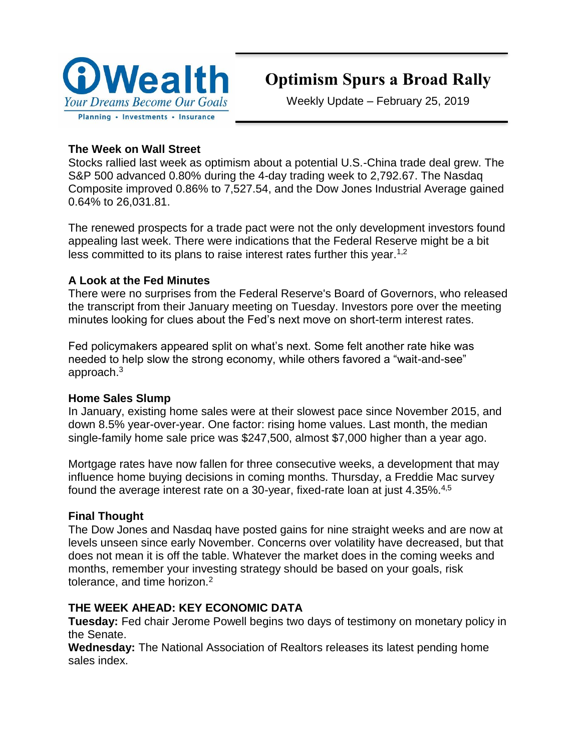iWealth
*Your Dreams Become Our Goals*
Planning • Investments • Insurance

# Optimism Spurs a Broad Rally

Weekly Update – February 25, 2019

**The Week on Wall Street**
Stocks rallied last week as optimism about a potential U.S.-China trade deal grew. The S&P 500 advanced 0.80% during the 4-day trading week to 2,792.67. The Nasdaq Composite improved 0.86% to 7,527.54, and the Dow Jones Industrial Average gained 0.64% to 26,031.81.

The renewed prospects for a trade pact were not the only development investors found appealing last week. There were indications that the Federal Reserve might be a bit less committed to its plans to raise interest rates further this year.[1,2]

**A Look at the Fed Minutes**
There were no surprises from the Federal Reserve's Board of Governors, who released the transcript from their January meeting on Tuesday. Investors pore over the meeting minutes looking for clues about the Fed's next move on short-term interest rates.

Fed policymakers appeared split on what's next. Some felt another rate hike was needed to help slow the strong economy, while others favored a "wait-and-see" approach.[3]

**Home Sales Slump**
In January, existing home sales were at their slowest pace since November 2015, and down 8.5% year-over-year. One factor: rising home values. Last month, the median single-family home sale price was $247,500, almost $7,000 higher than a year ago.

Mortgage rates have now fallen for three consecutive weeks, a development that may influence home buying decisions in coming months. Thursday, a Freddie Mac survey found the average interest rate on a 30-year, fixed-rate loan at just 4.35%.[4,5]

**Final Thought**
The Dow Jones and Nasdaq have posted gains for nine straight weeks and are now at levels unseen since early November. Concerns over volatility have decreased, but that does not mean it is off the table. Whatever the market does in the coming weeks and months, remember your investing strategy should be based on your goals, risk tolerance, and time horizon.[2]

**THE WEEK AHEAD: KEY ECONOMIC DATA**
**Tuesday:** Fed chair Jerome Powell begins two days of testimony on monetary policy in the Senate.
**Wednesday:** The National Association of Realtors releases its latest pending home sales index.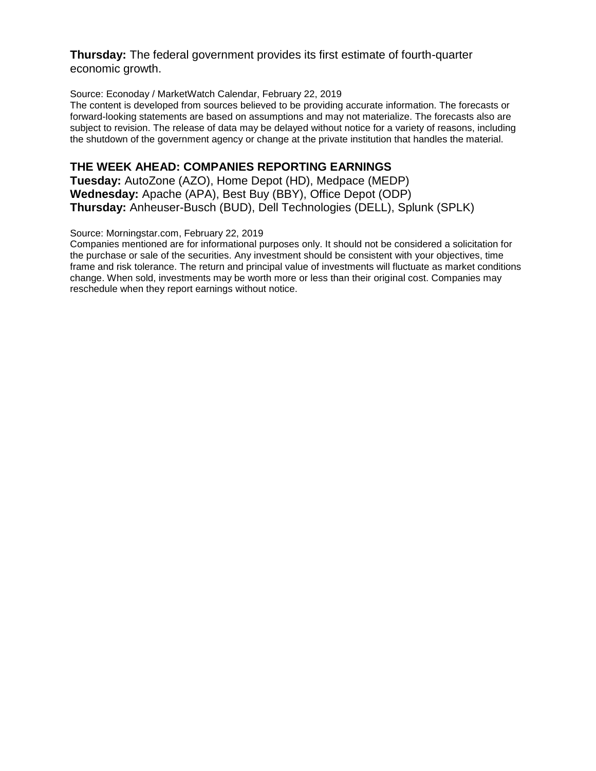**Thursday:** The federal government provides its first estimate of fourth-quarter economic growth.

Source: Econoday / MarketWatch Calendar, February 22, 2019
The content is developed from sources believed to be providing accurate information. The forecasts or forward-looking statements are based on assumptions and may not materialize. The forecasts also are subject to revision. The release of data may be delayed without notice for a variety of reasons, including the shutdown of the government agency or change at the private institution that handles the material.

## THE WEEK AHEAD: COMPANIES REPORTING EARNINGS

**Tuesday:** AutoZone (AZO), Home Depot (HD), Medpace (MEDP)
**Wednesday:** Apache (APA), Best Buy (BBY), Office Depot (ODP)
**Thursday:** Anheuser-Busch (BUD), Dell Technologies (DELL), Splunk (SPLK)

Source: Morningstar.com, February 22, 2019
Companies mentioned are for informational purposes only. It should not be considered a solicitation for the purchase or sale of the securities. Any investment should be consistent with your objectives, time frame and risk tolerance. The return and principal value of investments will fluctuate as market conditions change. When sold, investments may be worth more or less than their original cost. Companies may reschedule when they report earnings without notice.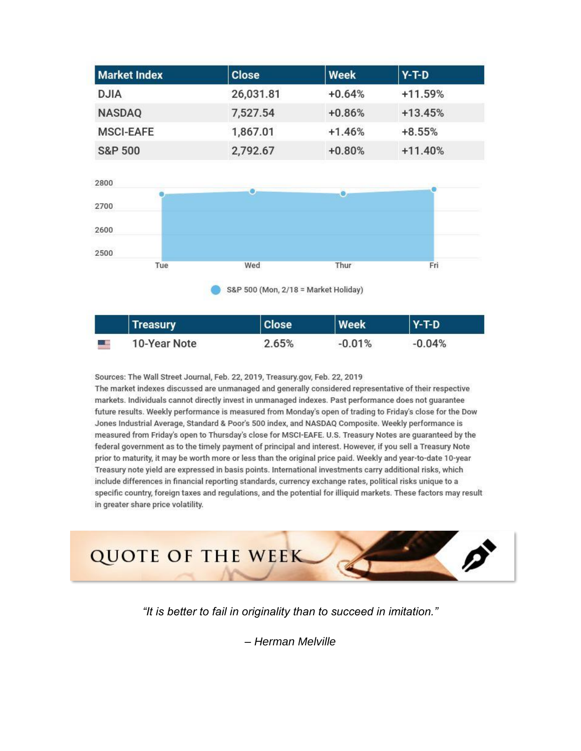| Market Index | Close | Week | Y-T-D |
|---|---|---|---|
| DJIA | 26,031.81 | +0.64% | +11.59% |
| NASDAQ | 7,527.54 | +0.86% | +13.45% |
| MSCI-EAFE | 1,867.01 | +1.46% | +8.55% |
| S&P 500 | 2,792.67 | +0.80% | +11.40% |

S&P 500 (Mon, 2/18 = Market Holiday)

| | Treasury | Close | Week | Y-T-D |
|---|---|---|---|---|
| | 10-Year Note | 2.65% | -0.01% | -0.04% |

Sources: The Wall Street Journal, Feb. 22, 2019, Treasury.gov, Feb. 22, 2019

The market indexes discussed are unmanaged and generally considered representative of their respective markets. Individuals cannot directly invest in unmanaged indexes. Past performance does not guarantee future results. Weekly performance is measured from Monday's open of trading to Friday's close for the Dow Jones Industrial Average, Standard & Poor's 500 index, and NASDAQ Composite. Weekly performance is measured from Friday's open to Thursday's close for MSCI-EAFE. U.S. Treasury Notes are guaranteed by the federal government as to the timely payment of principal and interest. However, if you sell a Treasury Note prior to maturity, it may be worth more or less than the original price paid. Weekly and year-to-date 10-year Treasury note yield are expressed in basis points. International investments carry additional risks, which include differences in financial reporting standards, currency exchange rates, political risks unique to a specific country, foreign taxes and regulations, and the potential for illiquid markets. These factors may result in greater share price volatility.

## QUOTE OF THE WEEK

*"It is better to fail in originality than to succeed in imitation."*

*– Herman Melville*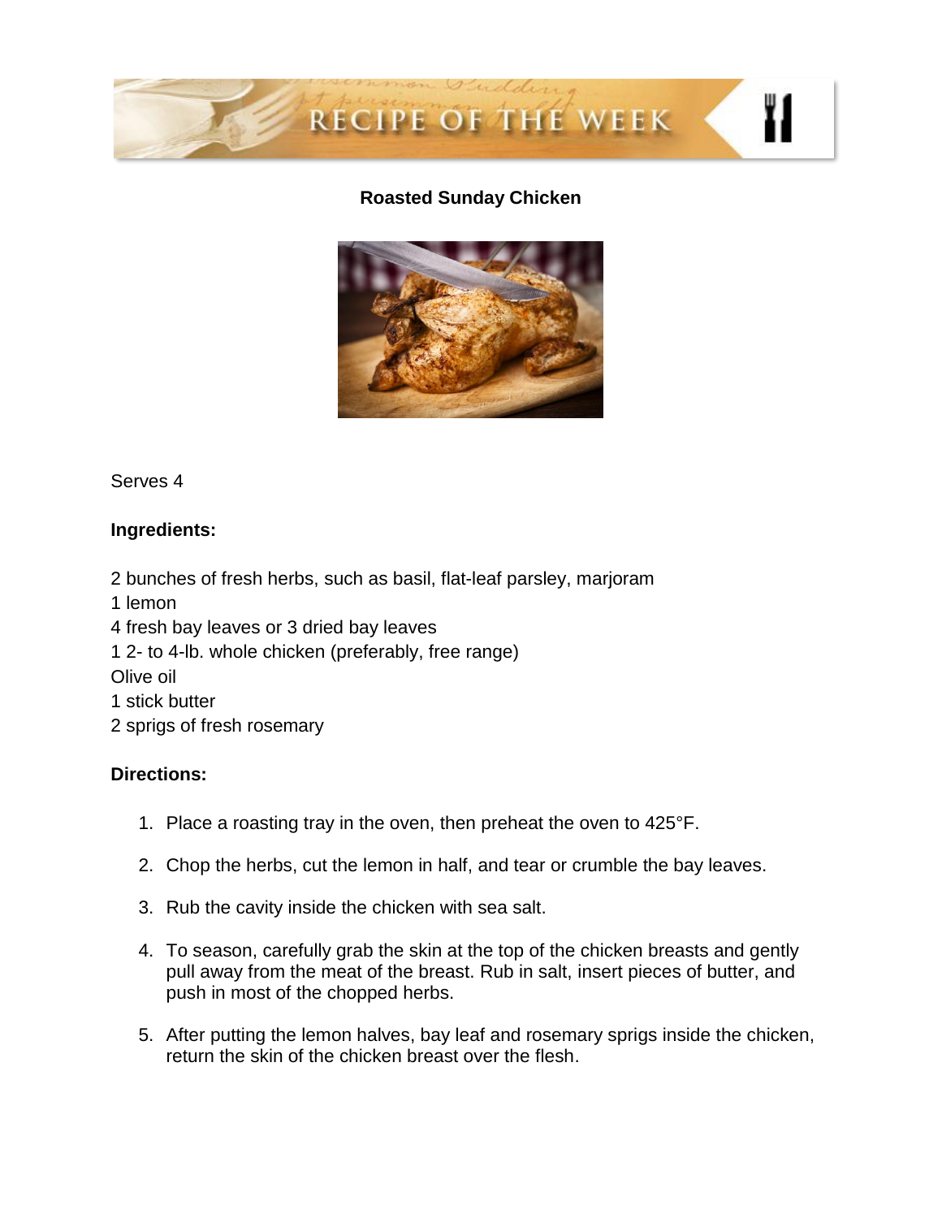# RECIPE OF THE WEEK

## Roasted Sunday Chicken

Serves 4

**Ingredients:**

2 bunches of fresh herbs, such as basil, flat-leaf parsley, marjoram
1 lemon
4 fresh bay leaves or 3 dried bay leaves
1 2- to 4-lb. whole chicken (preferably, free range)
Olive oil
1 stick butter
2 sprigs of fresh rosemary

**Directions:**

1. Place a roasting tray in the oven, then preheat the oven to 425°F.
2. Chop the herbs, cut the lemon in half, and tear or crumble the bay leaves.
3. Rub the cavity inside the chicken with sea salt.
4. To season, carefully grab the skin at the top of the chicken breasts and gently pull away from the meat of the breast. Rub in salt, insert pieces of butter, and push in most of the chopped herbs.
5. After putting the lemon halves, bay leaf and rosemary sprigs inside the chicken, return the skin of the chicken breast over the flesh.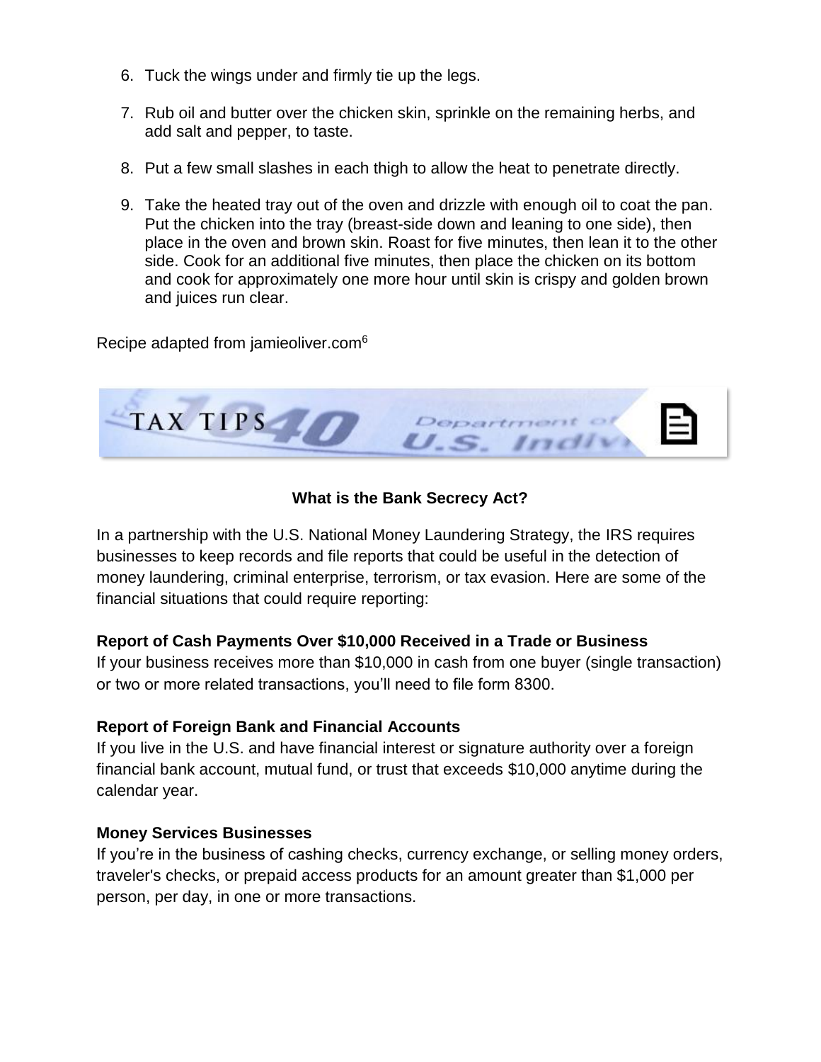6. Tuck the wings under and firmly tie up the legs.

7. Rub oil and butter over the chicken skin, sprinkle on the remaining herbs, and add salt and pepper, to taste.

8. Put a few small slashes in each thigh to allow the heat to penetrate directly.

9. Take the heated tray out of the oven and drizzle with enough oil to coat the pan. Put the chicken into the tray (breast-side down and leaning to one side), then place in the oven and brown skin. Roast for five minutes, then lean it to the other side. Cook for an additional five minutes, then place the chicken on its bottom and cook for approximately one more hour until skin is crispy and golden brown and juices run clear.

Recipe adapted from jamieoliver.com[6]

TAX TIPS

## What is the Bank Secrecy Act?

In a partnership with the U.S. National Money Laundering Strategy, the IRS requires businesses to keep records and file reports that could be useful in the detection of money laundering, criminal enterprise, terrorism, or tax evasion. Here are some of the financial situations that could require reporting:

**Report of Cash Payments Over $10,000 Received in a Trade or Business**
If your business receives more than $10,000 in cash from one buyer (single transaction) or two or more related transactions, you'll need to file form 8300.

**Report of Foreign Bank and Financial Accounts**
If you live in the U.S. and have financial interest or signature authority over a foreign financial bank account, mutual fund, or trust that exceeds $10,000 anytime during the calendar year.

**Money Services Businesses**
If you're in the business of cashing checks, currency exchange, or selling money orders, traveler's checks, or prepaid access products for an amount greater than $1,000 per person, per day, in one or more transactions.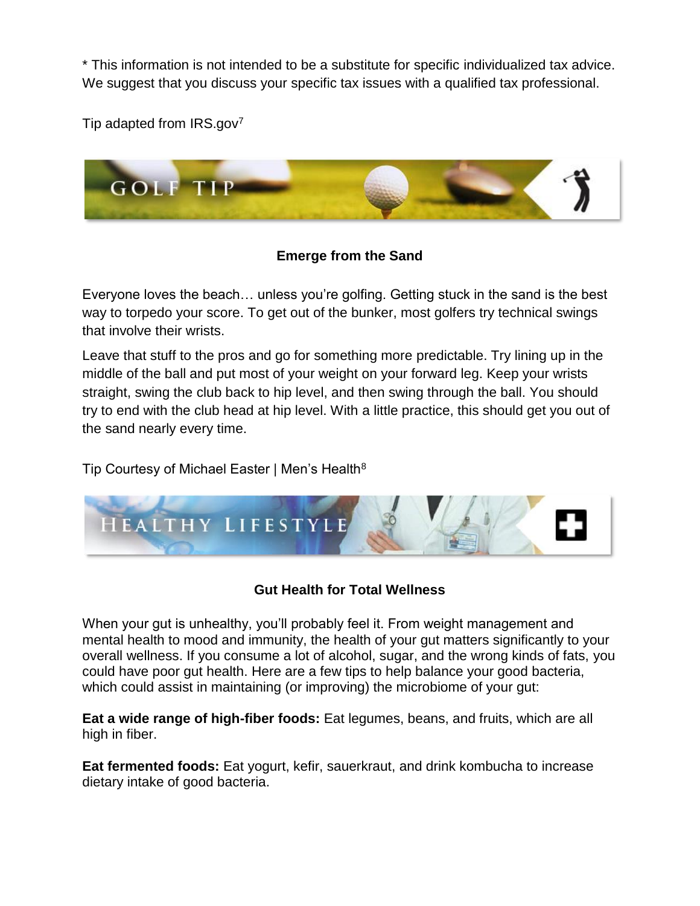* This information is not intended to be a substitute for specific individualized tax advice. We suggest that you discuss your specific tax issues with a qualified tax professional.

Tip adapted from IRS.gov[7]

## GOLF TIP

### Emerge from the Sand

Everyone loves the beach… unless you're golfing. Getting stuck in the sand is the best way to torpedo your score. To get out of the bunker, most golfers try technical swings that involve their wrists.

Leave that stuff to the pros and go for something more predictable. Try lining up in the middle of the ball and put most of your weight on your forward leg. Keep your wrists straight, swing the club back to hip level, and then swing through the ball. You should try to end with the club head at hip level. With a little practice, this should get you out of the sand nearly every time.

Tip Courtesy of Michael Easter | Men's Health[8]

## HEALTHY LIFESTYLE

### Gut Health for Total Wellness

When your gut is unhealthy, you'll probably feel it. From weight management and mental health to mood and immunity, the health of your gut matters significantly to your overall wellness. If you consume a lot of alcohol, sugar, and the wrong kinds of fats, you could have poor gut health. Here are a few tips to help balance your good bacteria, which could assist in maintaining (or improving) the microbiome of your gut:

**Eat a wide range of high-fiber foods:** Eat legumes, beans, and fruits, which are all high in fiber.

**Eat fermented foods:** Eat yogurt, kefir, sauerkraut, and drink kombucha to increase dietary intake of good bacteria.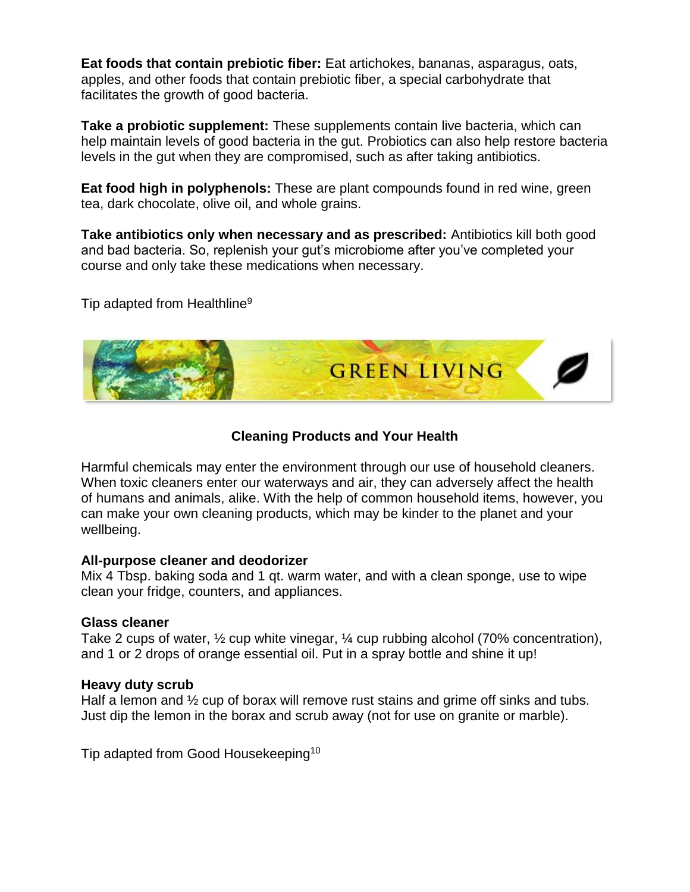**Eat foods that contain prebiotic fiber:** Eat artichokes, bananas, asparagus, oats, apples, and other foods that contain prebiotic fiber, a special carbohydrate that facilitates the growth of good bacteria.

**Take a probiotic supplement:** These supplements contain live bacteria, which can help maintain levels of good bacteria in the gut. Probiotics can also help restore bacteria levels in the gut when they are compromised, such as after taking antibiotics.

**Eat food high in polyphenols:** These are plant compounds found in red wine, green tea, dark chocolate, olive oil, and whole grains.

**Take antibiotics only when necessary and as prescribed:** Antibiotics kill both good and bad bacteria. So, replenish your gut's microbiome after you've completed your course and only take these medications when necessary.

Tip adapted from Healthline[9]

GREEN LIVING

### Cleaning Products and Your Health

Harmful chemicals may enter the environment through our use of household cleaners. When toxic cleaners enter our waterways and air, they can adversely affect the health of humans and animals, alike. With the help of common household items, however, you can make your own cleaning products, which may be kinder to the planet and your wellbeing.

**All-purpose cleaner and deodorizer**
Mix 4 Tbsp. baking soda and 1 qt. warm water, and with a clean sponge, use to wipe clean your fridge, counters, and appliances.

**Glass cleaner**
Take 2 cups of water, ½ cup white vinegar, ¼ cup rubbing alcohol (70% concentration), and 1 or 2 drops of orange essential oil. Put in a spray bottle and shine it up!

**Heavy duty scrub**
Half a lemon and ½ cup of borax will remove rust stains and grime off sinks and tubs. Just dip the lemon in the borax and scrub away (not for use on granite or marble).

Tip adapted from Good Housekeeping[10]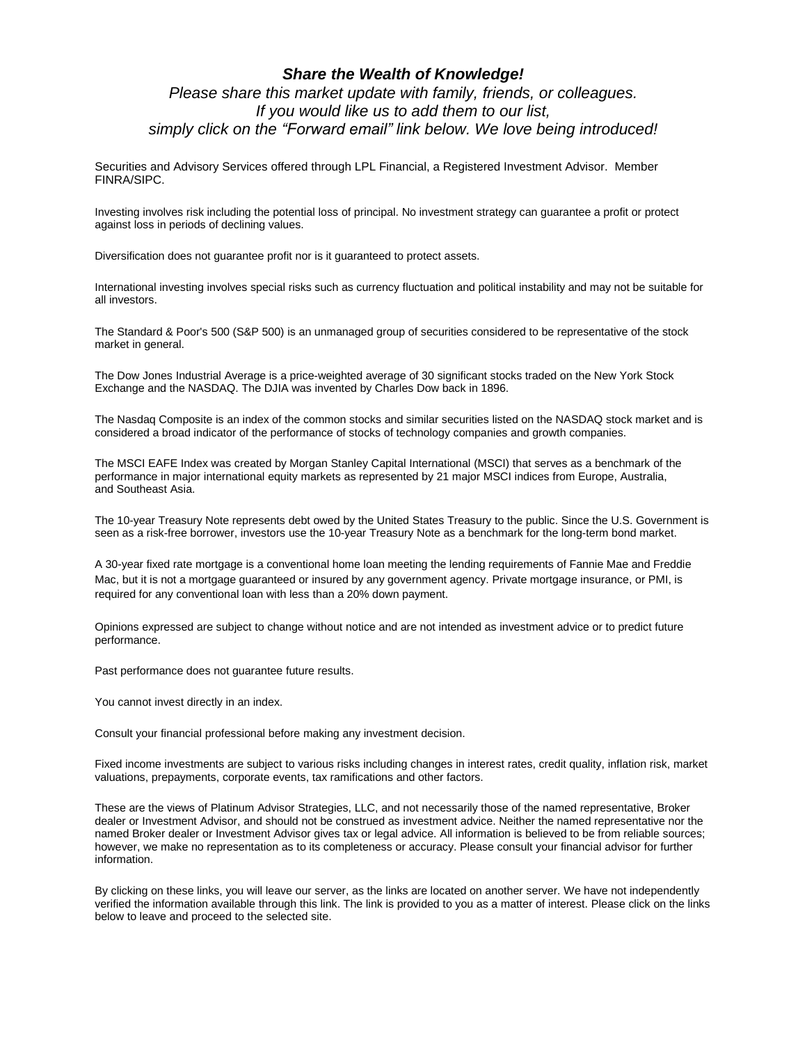***Share the Wealth of Knowledge!***

*Please share this market update with family, friends, or colleagues.*
*If you would like us to add them to our list,*
*simply click on the "Forward email" link below. We love being introduced!*

Securities and Advisory Services offered through LPL Financial, a Registered Investment Advisor. Member FINRA/SIPC.

Investing involves risk including the potential loss of principal. No investment strategy can guarantee a profit or protect against loss in periods of declining values.

Diversification does not guarantee profit nor is it guaranteed to protect assets.

International investing involves special risks such as currency fluctuation and political instability and may not be suitable for all investors.

The Standard & Poor's 500 (S&P 500) is an unmanaged group of securities considered to be representative of the stock market in general.

The Dow Jones Industrial Average is a price-weighted average of 30 significant stocks traded on the New York Stock Exchange and the NASDAQ. The DJIA was invented by Charles Dow back in 1896.

The Nasdaq Composite is an index of the common stocks and similar securities listed on the NASDAQ stock market and is considered a broad indicator of the performance of stocks of technology companies and growth companies.

The MSCI EAFE Index was created by Morgan Stanley Capital International (MSCI) that serves as a benchmark of the performance in major international equity markets as represented by 21 major MSCI indices from Europe, Australia, and Southeast Asia.

The 10-year Treasury Note represents debt owed by the United States Treasury to the public. Since the U.S. Government is seen as a risk-free borrower, investors use the 10-year Treasury Note as a benchmark for the long-term bond market.

A 30-year fixed rate mortgage is a conventional home loan meeting the lending requirements of Fannie Mae and Freddie Mac, but it is not a mortgage guaranteed or insured by any government agency. Private mortgage insurance, or PMI, is required for any conventional loan with less than a 20% down payment.

Opinions expressed are subject to change without notice and are not intended as investment advice or to predict future performance.

Past performance does not guarantee future results.

You cannot invest directly in an index.

Consult your financial professional before making any investment decision.

Fixed income investments are subject to various risks including changes in interest rates, credit quality, inflation risk, market valuations, prepayments, corporate events, tax ramifications and other factors.

These are the views of Platinum Advisor Strategies, LLC, and not necessarily those of the named representative, Broker dealer or Investment Advisor, and should not be construed as investment advice. Neither the named representative nor the named Broker dealer or Investment Advisor gives tax or legal advice. All information is believed to be from reliable sources; however, we make no representation as to its completeness or accuracy. Please consult your financial advisor for further information.

By clicking on these links, you will leave our server, as the links are located on another server. We have not independently verified the information available through this link. The link is provided to you as a matter of interest. Please click on the links below to leave and proceed to the selected site.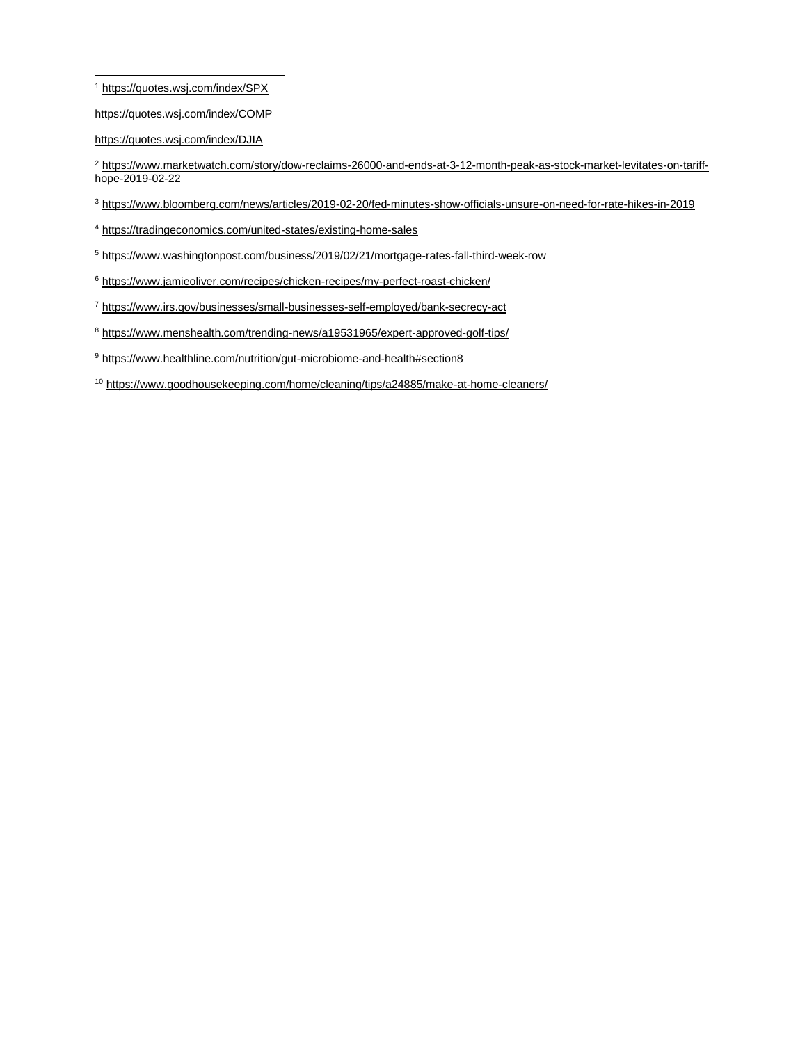[1] https://quotes.wsj.com/index/SPX

https://quotes.wsj.com/index/COMP

https://quotes.wsj.com/index/DJIA

[2] https://www.marketwatch.com/story/dow-reclaims-26000-and-ends-at-3-12-month-peak-as-stock-market-levitates-on-tariff-hope-2019-02-22

[3] https://www.bloomberg.com/news/articles/2019-02-20/fed-minutes-show-officials-unsure-on-need-for-rate-hikes-in-2019

[4] https://tradingeconomics.com/united-states/existing-home-sales

[5] https://www.washingtonpost.com/business/2019/02/21/mortgage-rates-fall-third-week-row

[6] https://www.jamieoliver.com/recipes/chicken-recipes/my-perfect-roast-chicken/

[7] https://www.irs.gov/businesses/small-businesses-self-employed/bank-secrecy-act

[8] https://www.menshealth.com/trending-news/a19531965/expert-approved-golf-tips/

[9] https://www.healthline.com/nutrition/gut-microbiome-and-health#section8

[10] https://www.goodhousekeeping.com/home/cleaning/tips/a24885/make-at-home-cleaners/